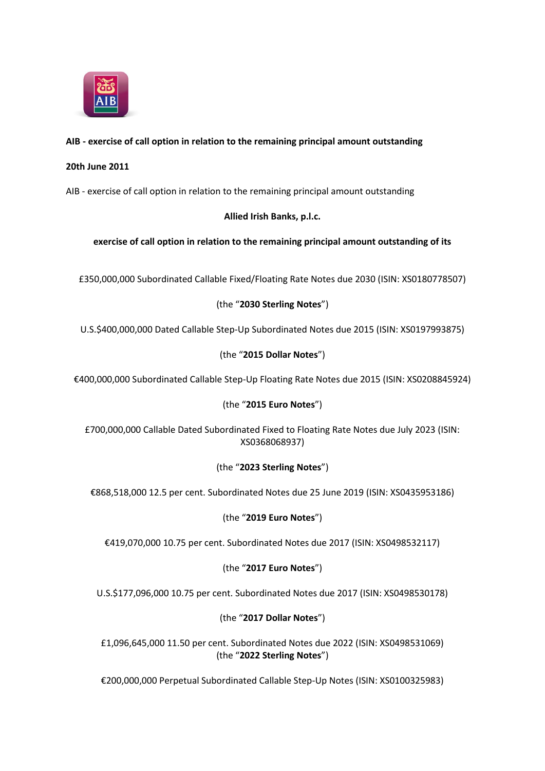**AIB - exercise of call option in relation to the remaining principal amount outstanding**

**20th June 2011**

AIB - exercise of call option in relation to the remaining principal amount outstanding

**Allied Irish Banks, p.l.c.**

**exercise of call option in relation to the remaining principal amount outstanding of its**

£350,000,000 Subordinated Callable Fixed/Floating Rate Notes due 2030 (ISIN: XS0180778507)

(the "**2030 Sterling Notes**")

U.S.$400,000,000 Dated Callable Step-Up Subordinated Notes due 2015 (ISIN: XS0197993875)

(the "**2015 Dollar Notes**")

€400,000,000 Subordinated Callable Step-Up Floating Rate Notes due 2015 (ISIN: XS0208845924)

(the "**2015 Euro Notes**")

£700,000,000 Callable Dated Subordinated Fixed to Floating Rate Notes due July 2023 (ISIN: XS0368068937)

(the "**2023 Sterling Notes**")

€868,518,000 12.5 per cent. Subordinated Notes due 25 June 2019 (ISIN: XS0435953186)

(the "**2019 Euro Notes**")

€419,070,000 10.75 per cent. Subordinated Notes due 2017 (ISIN: XS0498532117)

(the "**2017 Euro Notes**")

U.S.$177,096,000 10.75 per cent. Subordinated Notes due 2017 (ISIN: XS0498530178)

(the "**2017 Dollar Notes**")

£1,096,645,000 11.50 per cent. Subordinated Notes due 2022 (ISIN: XS0498531069)
(the "**2022 Sterling Notes**")

€200,000,000 Perpetual Subordinated Callable Step-Up Notes (ISIN: XS0100325983)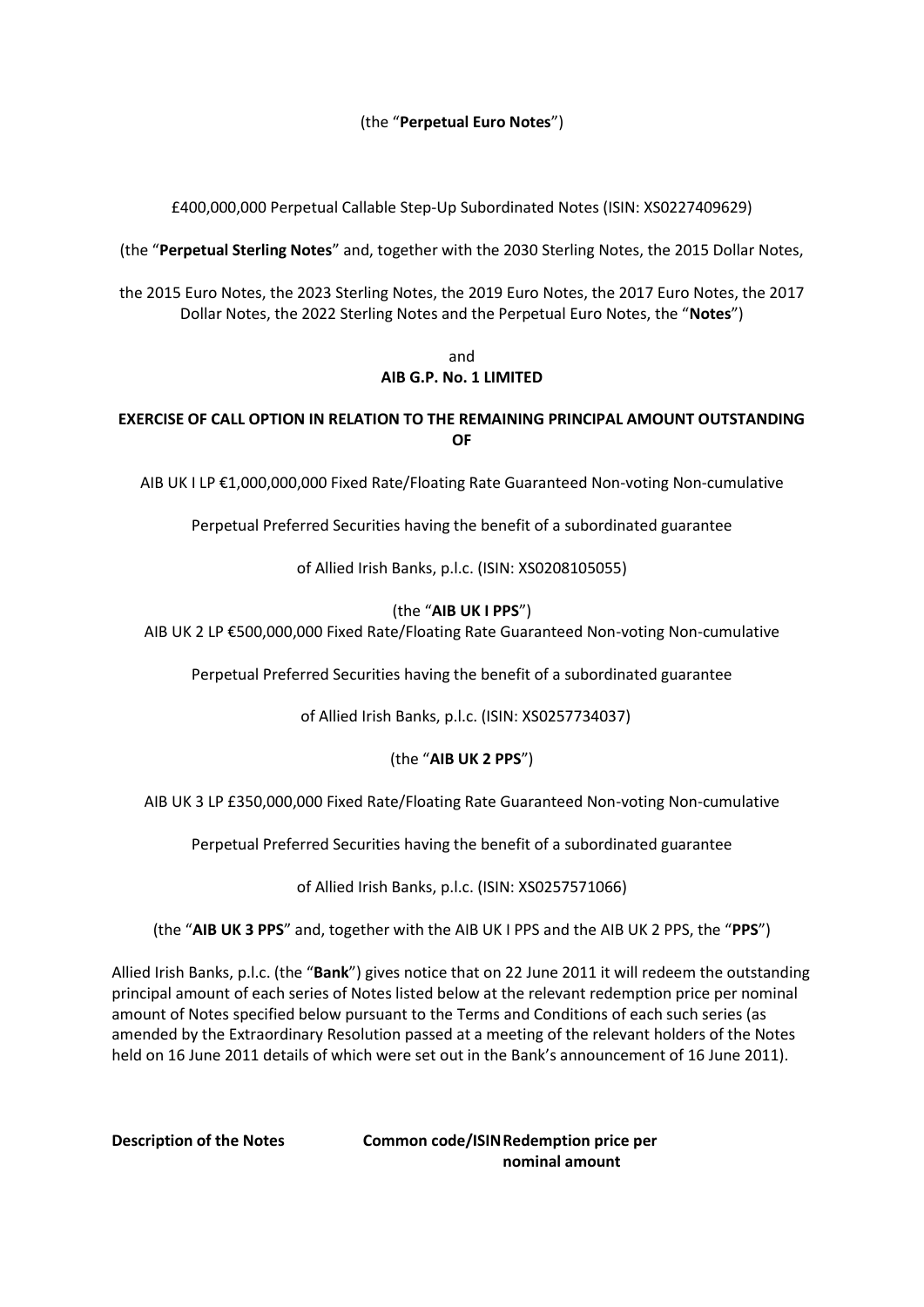(the "**Perpetual Euro Notes**")

£400,000,000 Perpetual Callable Step-Up Subordinated Notes (ISIN: XS0227409629)

(the "**Perpetual Sterling Notes**" and, together with the 2030 Sterling Notes, the 2015 Dollar Notes, the 2015 Euro Notes, the 2023 Sterling Notes, the 2019 Euro Notes, the 2017 Euro Notes, the 2017 Dollar Notes, the 2022 Sterling Notes and the Perpetual Euro Notes, the "**Notes**")

and

**AIB G.P. No. 1 LIMITED**

**EXERCISE OF CALL OPTION IN RELATION TO THE REMAINING PRINCIPAL AMOUNT OUTSTANDING OF**

AIB UK I LP €1,000,000,000 Fixed Rate/Floating Rate Guaranteed Non-voting Non-cumulative

Perpetual Preferred Securities having the benefit of a subordinated guarantee

of Allied Irish Banks, p.l.c. (ISIN: XS0208105055)

(the "**AIB UK I PPS**")

AIB UK 2 LP €500,000,000 Fixed Rate/Floating Rate Guaranteed Non-voting Non-cumulative

Perpetual Preferred Securities having the benefit of a subordinated guarantee

of Allied Irish Banks, p.l.c. (ISIN: XS0257734037)

(the "**AIB UK 2 PPS**")

AIB UK 3 LP £350,000,000 Fixed Rate/Floating Rate Guaranteed Non-voting Non-cumulative

Perpetual Preferred Securities having the benefit of a subordinated guarantee

of Allied Irish Banks, p.l.c. (ISIN: XS0257571066)

(the "**AIB UK 3 PPS**" and, together with the AIB UK I PPS and the AIB UK 2 PPS, the "**PPS**")

Allied Irish Banks, p.l.c. (the "**Bank**") gives notice that on 22 June 2011 it will redeem the outstanding principal amount of each series of Notes listed below at the relevant redemption price per nominal amount of Notes specified below pursuant to the Terms and Conditions of each such series (as amended by the Extraordinary Resolution passed at a meeting of the relevant holders of the Notes held on 16 June 2011 details of which were set out in the Bank's announcement of 16 June 2011).

| **Description of the Notes** | **Common code/ISIN** | **Redemption price per nominal amount** |
|---|---|---|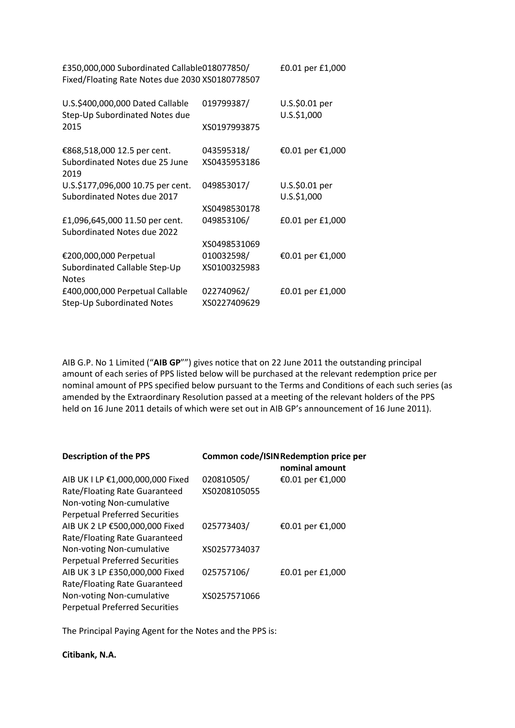| | | |
|---|---|---|
| £350,000,000 Subordinated Callable Fixed/Floating Rate Notes due 2030 | 018077850/ XS0180778507 | £0.01 per £1,000 |
| U.S.$400,000,000 Dated Callable Step-Up Subordinated Notes due 2015 | 019799387/ XS0197993875 | U.S.$0.01 per U.S.$1,000 |
| €868,518,000 12.5 per cent. Subordinated Notes due 25 June 2019 | 043595318/ XS0435953186 | €0.01 per €1,000 |
| U.S.$177,096,000 10.75 per cent. Subordinated Notes due 2017 | 049853017/ XS0498530178 | U.S.$0.01 per U.S.$1,000 |
| £1,096,645,000 11.50 per cent. Subordinated Notes due 2022 | 049853106/ XS0498531069 | £0.01 per £1,000 |
| €200,000,000 Perpetual Subordinated Callable Step-Up Notes | 010032598/ XS0100325983 | €0.01 per €1,000 |
| £400,000,000 Perpetual Callable Step-Up Subordinated Notes | 022740962/ XS0227409629 | £0.01 per £1,000 |

AIB G.P. No 1 Limited ("**AIB GP**"") gives notice that on 22 June 2011 the outstanding principal amount of each series of PPS listed below will be purchased at the relevant redemption price per nominal amount of PPS specified below pursuant to the Terms and Conditions of each such series (as amended by the Extraordinary Resolution passed at a meeting of the relevant holders of the PPS held on 16 June 2011 details of which were set out in AIB GP's announcement of 16 June 2011).

| **Description of the PPS** | **Common code/ISIN** | **Redemption price per nominal amount** |
|---|---|---|
| AIB UK I LP €1,000,000,000 Fixed Rate/Floating Rate Guaranteed Non-voting Non-cumulative Perpetual Preferred Securities | 020810505/ XS0208105055 | €0.01 per €1,000 |
| AIB UK 2 LP €500,000,000 Fixed Rate/Floating Rate Guaranteed Non-voting Non-cumulative Perpetual Preferred Securities | 025773403/ XS0257734037 | €0.01 per €1,000 |
| AIB UK 3 LP £350,000,000 Fixed Rate/Floating Rate Guaranteed Non-voting Non-cumulative Perpetual Preferred Securities | 025757106/ XS0257571066 | £0.01 per £1,000 |

The Principal Paying Agent for the Notes and the PPS is:

**Citibank, N.A.**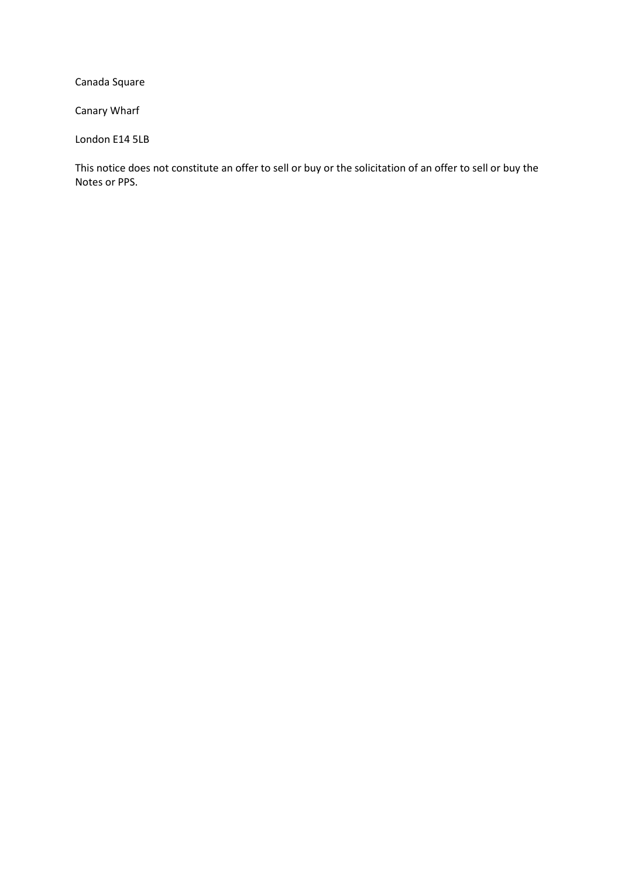Canada Square

Canary Wharf

London E14 5LB

This notice does not constitute an offer to sell or buy or the solicitation of an offer to sell or buy the Notes or PPS.